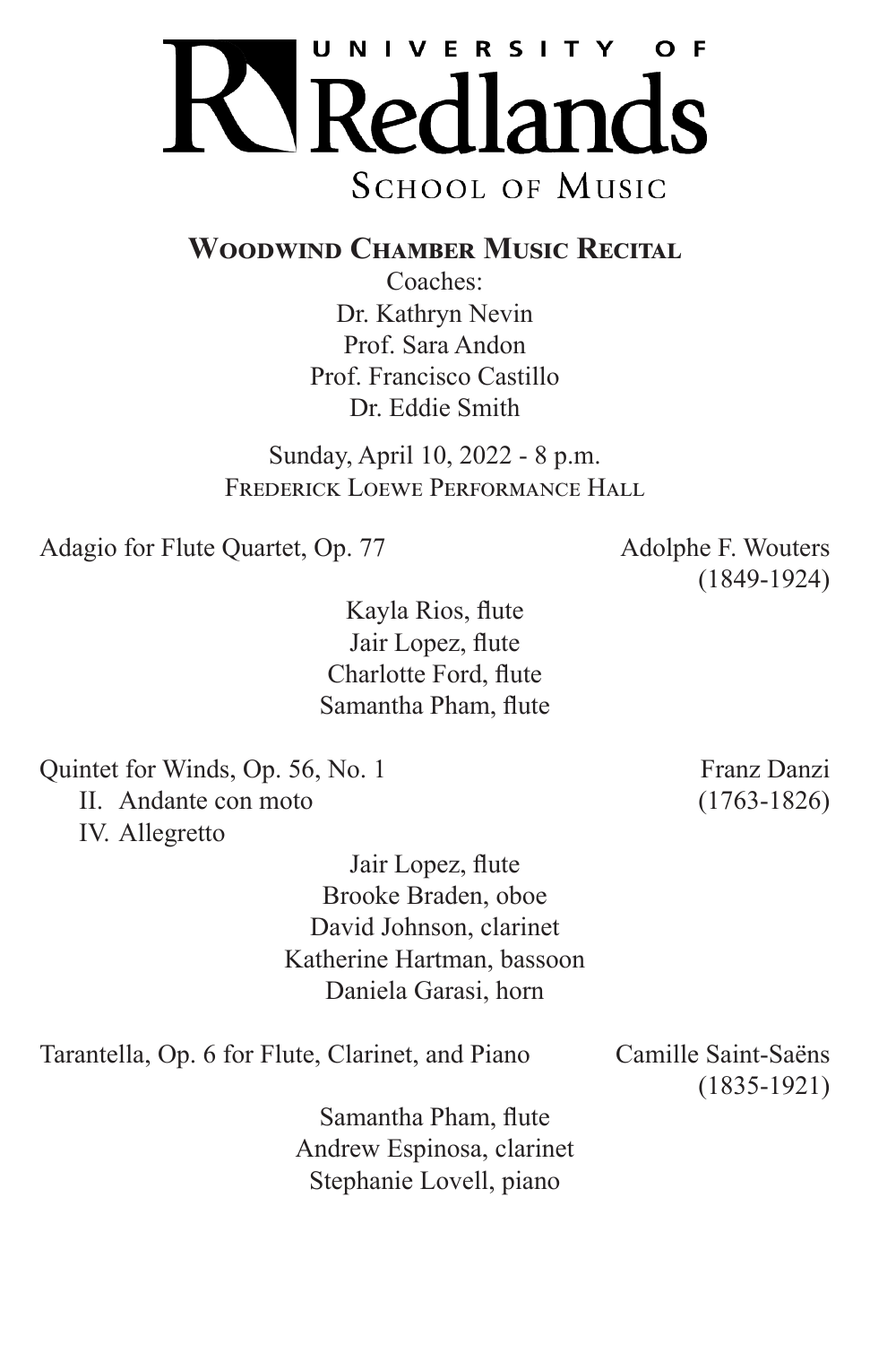# University of Redlands
## School of Music

## Woodwind Chamber Music Recital

Coaches:
Dr. Kathryn Nevin
Prof. Sara Andon
Prof. Francisco Castillo
Dr. Eddie Smith

Sunday, April 10, 2022 - 8 p.m.
Frederick Loewe Performance Hall

Adagio for Flute Quartet, Op. 77 — Adolphe F. Wouters (1849-1924)

Kayla Rios, flute
Jair Lopez, flute
Charlotte Ford, flute
Samantha Pham, flute

Quintet for Winds, Op. 56, No. 1 — Franz Danzi (1763-1826)
- II. Andante con moto
- IV. Allegretto

Jair Lopez, flute
Brooke Braden, oboe
David Johnson, clarinet
Katherine Hartman, bassoon
Daniela Garasi, horn

Tarantella, Op. 6 for Flute, Clarinet, and Piano — Camille Saint-Saëns (1835-1921)

Samantha Pham, flute
Andrew Espinosa, clarinet
Stephanie Lovell, piano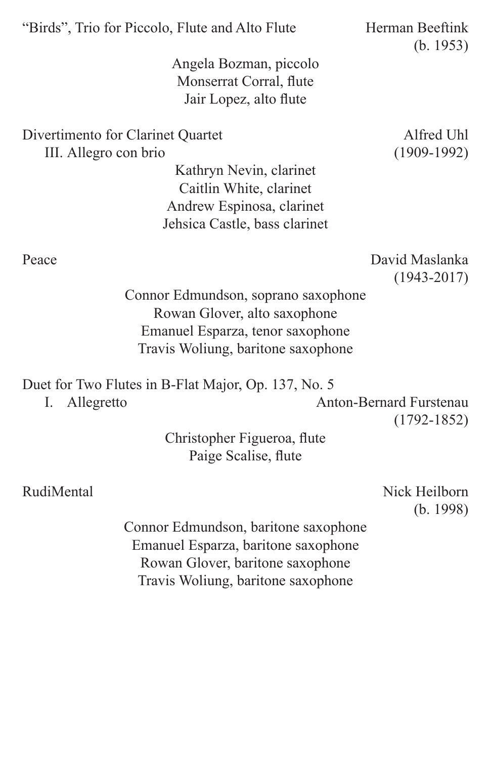"Birds", Trio for Piccolo, Flute and Alto Flute — Herman Beeftink (b. 1953)

Angela Bozman, piccolo
Monserrat Corral, flute
Jair Lopez, alto flute

Divertimento for Clarinet Quartet — Alfred Uhl (1909-1992)
III. Allegro con brio

Kathryn Nevin, clarinet
Caitlin White, clarinet
Andrew Espinosa, clarinet
Jehsica Castle, bass clarinet

Peace — David Maslanka (1943-2017)

Connor Edmundson, soprano saxophone
Rowan Glover, alto saxophone
Emanuel Esparza, tenor saxophone
Travis Woliung, baritone saxophone

Duet for Two Flutes in B-Flat Major, Op. 137, No. 5
I. Allegretto — Anton-Bernard Furstenau (1792-1852)

Christopher Figueroa, flute
Paige Scalise, flute

RudiMental — Nick Heilborn (b. 1998)

Connor Edmundson, baritone saxophone
Emanuel Esparza, baritone saxophone
Rowan Glover, baritone saxophone
Travis Woliung, baritone saxophone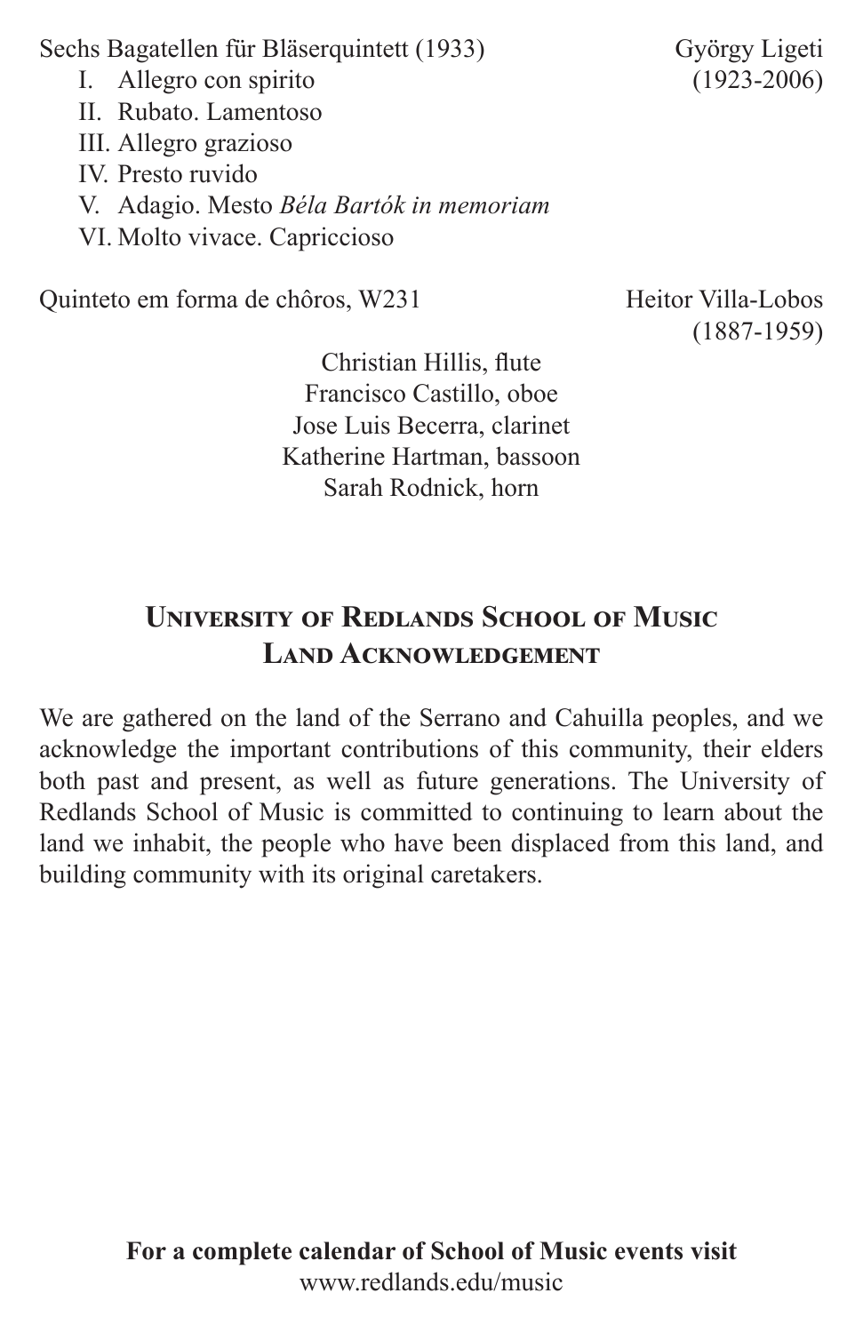Sechs Bagatellen für Bläserquintett (1933) György Ligeti
(1923-2006)

I. Allegro con spirito
II. Rubato. Lamentoso
III. Allegro grazioso
IV. Presto ruvido
V. Adagio. Mesto *Béla Bartók in memoriam*
VI. Molto vivace. Capriccioso

Quinteto em forma de chôros, W231 Heitor Villa-Lobos
(1887-1959)

Christian Hillis, flute
Francisco Castillo, oboe
Jose Luis Becerra, clarinet
Katherine Hartman, bassoon
Sarah Rodnick, horn

## University of Redlands School of Music Land Acknowledgement

We are gathered on the land of the Serrano and Cahuilla peoples, and we acknowledge the important contributions of this community, their elders both past and present, as well as future generations. The University of Redlands School of Music is committed to continuing to learn about the land we inhabit, the people who have been displaced from this land, and building community with its original caretakers.

**For a complete calendar of School of Music events visit**
www.redlands.edu/music